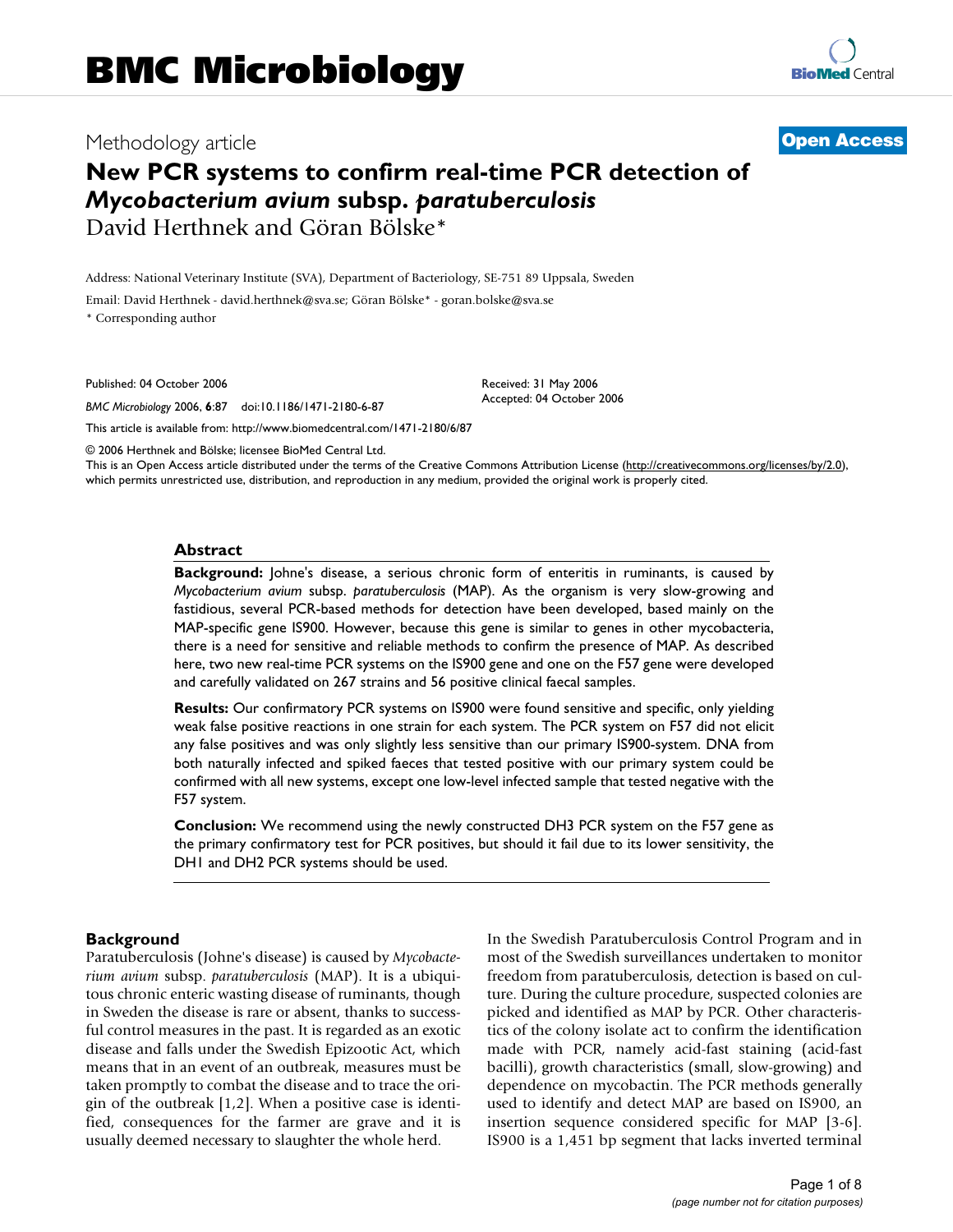# BMC Microbiology

Methodology article **Open Access**

# New PCR systems to confirm real-time PCR detection of *Mycobacterium avium* subsp. *paratuberculosis*

David Herthnek and Göran Bölske*

Address: National Veterinary Institute (SVA), Department of Bacteriology, SE-751 89 Uppsala, Sweden

Email: David Herthnek - david.herthnek@sva.se; Göran Bölske* - goran.bolske@sva.se

\* Corresponding author

Published: 04 October 2006

*BMC Microbiology* 2006, **6**:87 doi:10.1186/1471-2180-6-87

Received: 31 May 2006
Accepted: 04 October 2006

This article is available from: http://www.biomedcentral.com/1471-2180/6/87

© 2006 Herthnek and Bölske; licensee BioMed Central Ltd.
This is an Open Access article distributed under the terms of the Creative Commons Attribution License (http://creativecommons.org/licenses/by/2.0), which permits unrestricted use, distribution, and reproduction in any medium, provided the original work is properly cited.

## Abstract

**Background:** Johne's disease, a serious chronic form of enteritis in ruminants, is caused by *Mycobacterium avium* subsp. *paratuberculosis* (MAP). As the organism is very slow-growing and fastidious, several PCR-based methods for detection have been developed, based mainly on the MAP-specific gene IS900. However, because this gene is similar to genes in other mycobacteria, there is a need for sensitive and reliable methods to confirm the presence of MAP. As described here, two new real-time PCR systems on the IS900 gene and one on the F57 gene were developed and carefully validated on 267 strains and 56 positive clinical faecal samples.

**Results:** Our confirmatory PCR systems on IS900 were found sensitive and specific, only yielding weak false positive reactions in one strain for each system. The PCR system on F57 did not elicit any false positives and was only slightly less sensitive than our primary IS900-system. DNA from both naturally infected and spiked faeces that tested positive with our primary system could be confirmed with all new systems, except one low-level infected sample that tested negative with the F57 system.

**Conclusion:** We recommend using the newly constructed DH3 PCR system on the F57 gene as the primary confirmatory test for PCR positives, but should it fail due to its lower sensitivity, the DH1 and DH2 PCR systems should be used.

## Background

Paratuberculosis (Johne's disease) is caused by *Mycobacterium avium* subsp. *paratuberculosis* (MAP). It is a ubiquitous chronic enteric wasting disease of ruminants, though in Sweden the disease is rare or absent, thanks to successful control measures in the past. It is regarded as an exotic disease and falls under the Swedish Epizootic Act, which means that in an event of an outbreak, measures must be taken promptly to combat the disease and to trace the origin of the outbreak [1,2]. When a positive case is identified, consequences for the farmer are grave and it is usually deemed necessary to slaughter the whole herd.

In the Swedish Paratuberculosis Control Program and in most of the Swedish surveillances undertaken to monitor freedom from paratuberculosis, detection is based on culture. During the culture procedure, suspected colonies are picked and identified as MAP by PCR. Other characteristics of the colony isolate act to confirm the identification made with PCR, namely acid-fast staining (acid-fast bacilli), growth characteristics (small, slow-growing) and dependence on mycobactin. The PCR methods generally used to identify and detect MAP are based on IS900, an insertion sequence considered specific for MAP [3-6]. IS900 is a 1,451 bp segment that lacks inverted terminal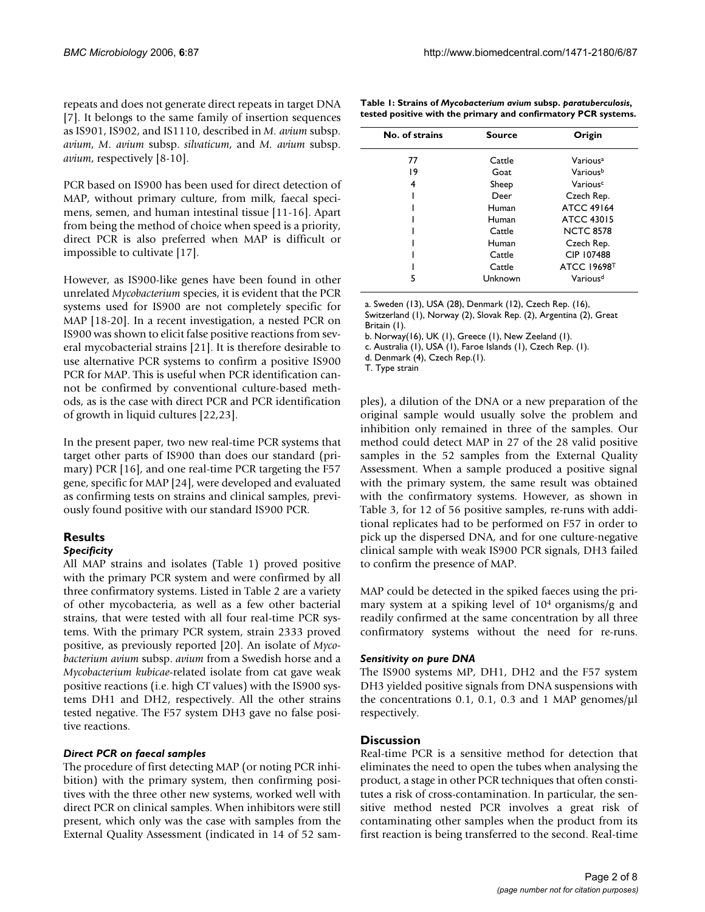repeats and does not generate direct repeats in target DNA [7]. It belongs to the same family of insertion sequences as IS901, IS902, and IS1110, described in *M. avium* subsp. *avium*, *M. avium* subsp. *silvaticum*, and *M. avium* subsp. *avium*, respectively [8-10].

PCR based on IS900 has been used for direct detection of MAP, without primary culture, from milk, faecal specimens, semen, and human intestinal tissue [11-16]. Apart from being the method of choice when speed is a priority, direct PCR is also preferred when MAP is difficult or impossible to cultivate [17].

However, as IS900-like genes have been found in other unrelated *Mycobacterium* species, it is evident that the PCR systems used for IS900 are not completely specific for MAP [18-20]. In a recent investigation, a nested PCR on IS900 was shown to elicit false positive reactions from several mycobacterial strains [21]. It is therefore desirable to use alternative PCR systems to confirm a positive IS900 PCR for MAP. This is useful when PCR identification cannot be confirmed by conventional culture-based methods, as is the case with direct PCR and PCR identification of growth in liquid cultures [22,23].

In the present paper, two new real-time PCR systems that target other parts of IS900 than does our standard (primary) PCR [16], and one real-time PCR targeting the F57 gene, specific for MAP [24], were developed and evaluated as confirming tests on strains and clinical samples, previously found positive with our standard IS900 PCR.

## Results

### Specificity

All MAP strains and isolates (Table 1) proved positive with the primary PCR system and were confirmed by all three confirmatory systems. Listed in Table 2 are a variety of other mycobacteria, as well as a few other bacterial strains, that were tested with all four real-time PCR systems. With the primary PCR system, strain 2333 proved positive, as previously reported [20]. An isolate of *Mycobacterium avium* subsp. *avium* from a Swedish horse and a *Mycobacterium kubicae*-related isolate from cat gave weak positive reactions (i.e. high CT values) with the IS900 systems DH1 and DH2, respectively. All the other strains tested negative. The F57 system DH3 gave no false positive reactions.

**Table 1: Strains of *Mycobacterium avium* subsp. *paratuberculosis*, tested positive with the primary and confirmatory PCR systems.**

| No. of strains | Source | Origin |
|---|---|---|
| 77 | Cattle | Various[a] |
| 19 | Goat | Various[b] |
| 4 | Sheep | Various[c] |
| 1 | Deer | Czech Rep. |
| 1 | Human | ATCC 49164 |
| 1 | Human | ATCC 43015 |
| 1 | Cattle | NCTC 8578 |
| 1 | Human | Czech Rep. |
| 1 | Cattle | CIP 107488 |
| 1 | Cattle | ATCC 19698[T] |
| 5 | Unknown | Various[d] |

a. Sweden (13), USA (28), Denmark (12), Czech Rep. (16), Switzerland (1), Norway (2), Slovak Rep. (2), Argentina (2), Great Britain (1).
b. Norway(16), UK (1), Greece (1), New Zeeland (1).
c. Australia (1), USA (1), Faroe Islands (1), Czech Rep. (1).
d. Denmark (4), Czech Rep.(1).
T. Type strain

### Direct PCR on faecal samples

The procedure of first detecting MAP (or noting PCR inhibition) with the primary system, then confirming positives with the three other new systems, worked well with direct PCR on clinical samples. When inhibitors were still present, which only was the case with samples from the External Quality Assessment (indicated in 14 of 52 samples), a dilution of the DNA or a new preparation of the original sample would usually solve the problem and inhibition only remained in three of the samples. Our method could detect MAP in 27 of the 28 valid positive samples in the 52 samples from the External Quality Assessment. When a sample produced a positive signal with the primary system, the same result was obtained with the confirmatory systems. However, as shown in Table 3, for 12 of 56 positive samples, re-runs with additional replicates had to be performed on F57 in order to pick up the dispersed DNA, and for one culture-negative clinical sample with weak IS900 PCR signals, DH3 failed to confirm the presence of MAP.

MAP could be detected in the spiked faeces using the primary system at a spiking level of $10^4$ organisms/g and readily confirmed at the same concentration by all three confirmatory systems without the need for re-runs.

### Sensitivity on pure DNA

The IS900 systems MP, DH1, DH2 and the F57 system DH3 yielded positive signals from DNA suspensions with the concentrations 0.1, 0.1, 0.3 and 1 MAP genomes/µl respectively.

## Discussion

Real-time PCR is a sensitive method for detection that eliminates the need to open the tubes when analysing the product, a stage in other PCR techniques that often constitutes a risk of cross-contamination. In particular, the sensitive method nested PCR involves a great risk of contaminating other samples when the product from its first reaction is being transferred to the second. Real-time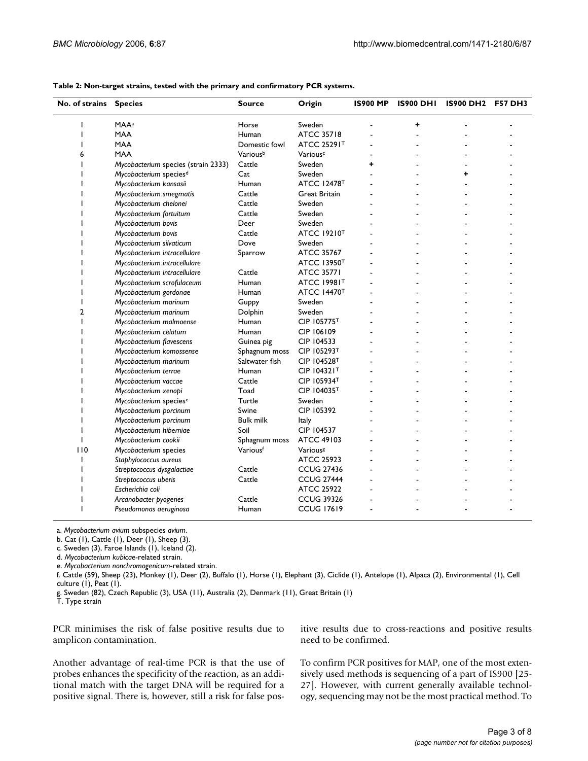**Table 2: Non-target strains, tested with the primary and confirmatory PCR systems.**

| No. of strains | Species | Source | Origin | IS900 MP | IS900 DH1 | IS900 DH2 | F57 DH3 |
|---|---|---|---|---|---|---|---|
| 1 | MAA[a] | Horse | Sweden | - | + | - | - |
| 1 | MAA | Human | ATCC 35718 | - | - | - | - |
| 1 | MAA | Domestic fowl | ATCC 25291[T] | - | - | - | - |
| 6 | MAA | Various[b] | Various[c] | - | - | - | - |
| 1 | *Mycobacterium* species (strain 2333) | Cattle | Sweden | + | - | - | - |
| 1 | *Mycobacterium* species[d] | Cat | Sweden | - | - | + | - |
| 1 | *Mycobacterium kansasii* | Human | ATCC 12478[T] | - | - | - | - |
| 1 | *Mycobacterium smegmatis* | Cattle | Great Britain | - | - | - | - |
| 1 | *Mycobacterium chelonei* | Cattle | Sweden | - | - | - | - |
| 1 | *Mycobacterium fortuitum* | Cattle | Sweden | - | - | - | - |
| 1 | *Mycobacterium bovis* | Deer | Sweden | - | - | - | - |
| 1 | *Mycobacterium bovis* | Cattle | ATCC 19210[T] | - | - | - | - |
| 1 | *Mycobacterium silvaticum* | Dove | Sweden | - | - | - | - |
| 1 | *Mycobacterium intracellulare* | Sparrow | ATCC 35767 | - | - | - | - |
| 1 | *Mycobacterium intracellulare* | | ATCC 13950[T] | - | - | - | - |
| 1 | *Mycobacterium intracellulare* | Cattle | ATCC 35771 | - | - | - | - |
| 1 | *Mycobacterium scrofulaceum* | Human | ATCC 19981[T] | - | - | - | - |
| 1 | *Mycobacterium gordonae* | Human | ATCC 14470[T] | - | - | - | - |
| 1 | *Mycobacterium marinum* | Guppy | Sweden | - | - | - | - |
| 2 | *Mycobacterium marinum* | Dolphin | Sweden | - | - | - | - |
| 1 | *Mycobacterium malmoense* | Human | CIP 105775[T] | - | - | - | - |
| 1 | *Mycobacterium celatum* | Human | CIP 106109 | - | - | - | - |
| 1 | *Mycobacterium flavescens* | Guinea pig | CIP 104533 | - | - | - | - |
| 1 | *Mycobacterium komossense* | Sphagnum moss | CIP 105293[T] | - | - | - | - |
| 1 | *Mycobacterium marinum* | Saltwater fish | CIP 104528[T] | - | - | - | - |
| 1 | *Mycobacterium terrae* | Human | CIP 104321[T] | - | - | - | - |
| 1 | *Mycobacterium vaccae* | Cattle | CIP 105934[T] | - | - | - | - |
| 1 | *Mycobacterium xenopi* | Toad | CIP 104035[T] | - | - | - | - |
| 1 | *Mycobacterium* species[e] | Turtle | Sweden | - | - | - | - |
| 1 | *Mycobacterium porcinum* | Swine | CIP 105392 | - | - | - | - |
| 1 | *Mycobacterium porcinum* | Bulk milk | Italy | - | - | - | - |
| 1 | *Mycobacterium hiberniae* | Soil | CIP 104537 | - | - | - | - |
| 1 | *Mycobacterium cookii* | Sphagnum moss | ATCC 49103 | - | - | - | - |
| 110 | *Mycobacterium* species | Various[f] | Various[g] | - | - | - | - |
| 1 | *Staphylococcus aureus* | | ATCC 25923 | - | - | - | - |
| 1 | *Streptococcus dysgalactiae* | Cattle | CCUG 27436 | - | - | - | - |
| 1 | *Streptococcus uberis* | Cattle | CCUG 27444 | - | - | - | - |
| 1 | *Escherichia coli* | | ATCC 25922 | - | - | - | - |
| 1 | *Arcanobacter pyogenes* | Cattle | CCUG 39326 | - | - | - | - |
| 1 | *Pseudomonas aeruginosa* | Human | CCUG 17619 | - | - | - | - |

a. *Mycobacterium avium* subspecies *avium*.
b. Cat (1), Cattle (1), Deer (1), Sheep (3).
c. Sweden (3), Faroe Islands (1), Iceland (2).
d. *Mycobacterium kubicae*-related strain.
e. *Mycobacterium nonchromogenicum*-related strain.
f. Cattle (59), Sheep (23), Monkey (1), Deer (2), Buffalo (1), Horse (1), Elephant (3), Ciclide (1), Antelope (1), Alpaca (2), Environmental (1), Cell culture (1), Peat (1).
g. Sweden (82), Czech Republic (3), USA (11), Australia (2), Denmark (11), Great Britain (1)
T. Type strain

PCR minimises the risk of false positive results due to amplicon contamination.

Another advantage of real-time PCR is that the use of probes enhances the specificity of the reaction, as an additional match with the target DNA will be required for a positive signal. There is, however, still a risk for false positive results due to cross-reactions and positive results need to be confirmed.

To confirm PCR positives for MAP, one of the most extensively used methods is sequencing of a part of IS900 [25-27]. However, with current generally available technology, sequencing may not be the most practical method. To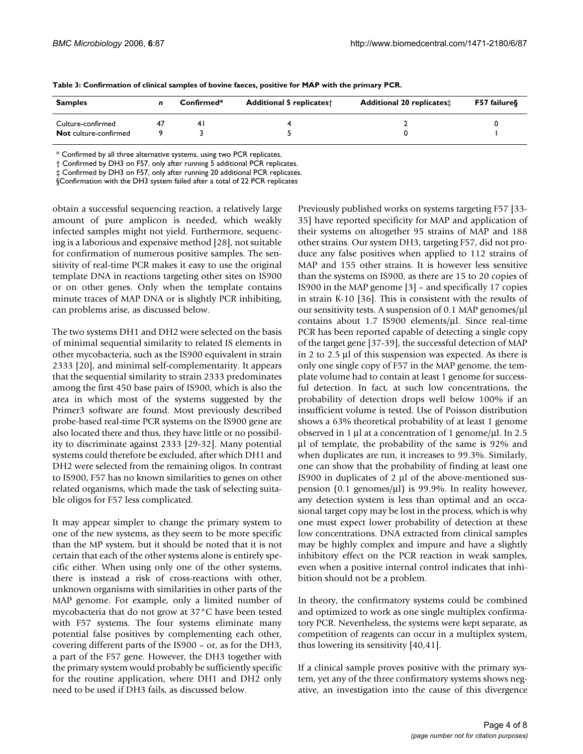**Table 3: Confirmation of clinical samples of bovine faeces, positive for MAP with the primary PCR.**

| Samples | *n* | Confirmed* | Additional 5 replicates† | Additional 20 replicates‡ | F57 failure§ |
|---|---|---|---|---|---|
| Culture-confirmed | 47 | 41 | 4 | 2 | 0 |
| **Not** culture-confirmed | 9 | 3 | 5 | 0 | 1 |

* Confirmed by all three alternative systems, using two PCR replicates.
† Confirmed by DH3 on F57, only after running 5 additional PCR replicates.
‡ Confirmed by DH3 on F57, only after running 20 additional PCR replicates.
§Confirmation with the DH3 system failed after a total of 22 PCR replicates

obtain a successful sequencing reaction, a relatively large amount of pure amplicon is needed, which weakly infected samples might not yield. Furthermore, sequencing is a laborious and expensive method [28], not suitable for confirmation of numerous positive samples. The sensitivity of real-time PCR makes it easy to use the original template DNA in reactions targeting other sites on IS900 or on other genes. Only when the template contains minute traces of MAP DNA or is slightly PCR inhibiting, can problems arise, as discussed below.

The two systems DH1 and DH2 were selected on the basis of minimal sequential similarity to related IS elements in other mycobacteria, such as the IS900 equivalent in strain 2333 [20], and minimal self-complementarity. It appears that the sequential similarity to strain 2333 predominates among the first 450 base pairs of IS900, which is also the area in which most of the systems suggested by the Primer3 software are found. Most previously described probe-based real-time PCR systems on the IS900 gene are also located there and thus, they have little or no possibility to discriminate against 2333 [29-32]. Many potential systems could therefore be excluded, after which DH1 and DH2 were selected from the remaining oligos. In contrast to IS900, F57 has no known similarities to genes on other related organisms, which made the task of selecting suitable oligos for F57 less complicated.

It may appear simpler to change the primary system to one of the new systems, as they seem to be more specific than the MP system, but it should be noted that it is not certain that each of the other systems alone is entirely specific either. When using only one of the other systems, there is instead a risk of cross-reactions with other, unknown organisms with similarities in other parts of the MAP genome. For example, only a limited number of mycobacteria that do not grow at 37°C have been tested with F57 systems. The four systems eliminate many potential false positives by complementing each other, covering different parts of the IS900 – or, as for the DH3, a part of the F57 gene. However, the DH3 together with the primary system would probably be sufficiently specific for the routine application, where DH1 and DH2 only need to be used if DH3 fails, as discussed below.

Previously published works on systems targeting F57 [33-35] have reported specificity for MAP and application of their systems on altogether 95 strains of MAP and 188 other strains. Our system DH3, targeting F57, did not produce any false positives when applied to 112 strains of MAP and 155 other strains. It is however less sensitive than the systems on IS900, as there are 15 to 20 copies of IS900 in the MAP genome [3] – and specifically 17 copies in strain K-10 [36]. This is consistent with the results of our sensitivity tests. A suspension of 0.1 MAP genomes/μl contains about 1.7 IS900 elements/μl. Since real-time PCR has been reported capable of detecting a single copy of the target gene [37-39], the successful detection of MAP in 2 to 2.5 μl of this suspension was expected. As there is only one single copy of F57 in the MAP genome, the template volume had to contain at least 1 genome for successful detection. In fact, at such low concentrations, the probability of detection drops well below 100% if an insufficient volume is tested. Use of Poisson distribution shows a 63% theoretical probability of at least 1 genome observed in 1 μl at a concentration of 1 genome/μl. In 2.5 μl of template, the probability of the same is 92% and when duplicates are run, it increases to 99.3%. Similarly, one can show that the probability of finding at least one IS900 in duplicates of 2 μl of the above-mentioned suspension (0.1 genomes/μl) is 99.9%. In reality however, any detection system is less than optimal and an occasional target copy may be lost in the process, which is why one must expect lower probability of detection at these low concentrations. DNA extracted from clinical samples may be highly complex and impure and have a slightly inhibitory effect on the PCR reaction in weak samples, even when a positive internal control indicates that inhibition should not be a problem.

In theory, the confirmatory systems could be combined and optimized to work as one single multiplex confirmatory PCR. Nevertheless, the systems were kept separate, as competition of reagents can occur in a multiplex system, thus lowering its sensitivity [40,41].

If a clinical sample proves positive with the primary system, yet any of the three confirmatory systems shows negative, an investigation into the cause of this divergence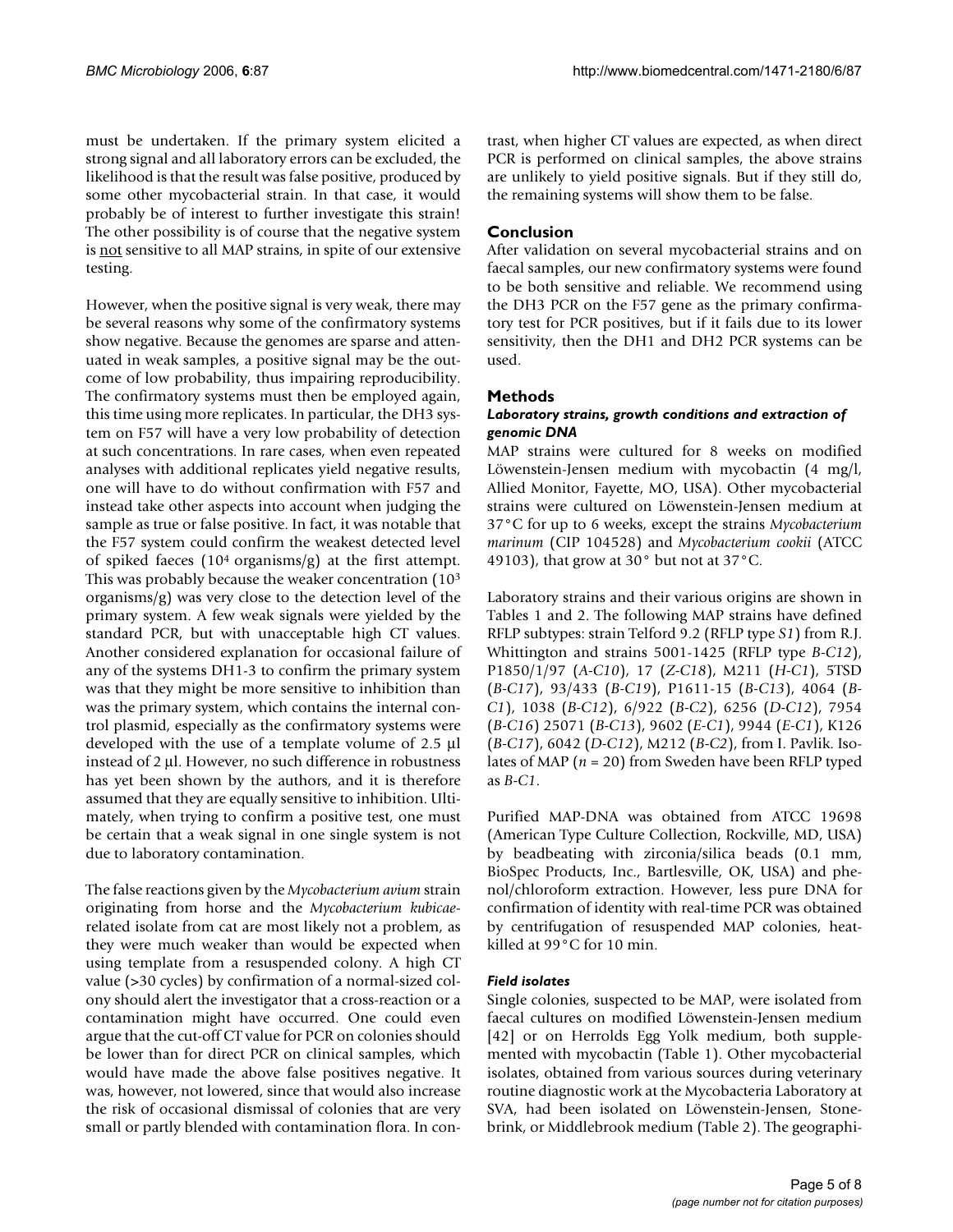must be undertaken. If the primary system elicited a strong signal and all laboratory errors can be excluded, the likelihood is that the result was false positive, produced by some other mycobacterial strain. In that case, it would probably be of interest to further investigate this strain! The other possibility is of course that the negative system is not sensitive to all MAP strains, in spite of our extensive testing.

However, when the positive signal is very weak, there may be several reasons why some of the confirmatory systems show negative. Because the genomes are sparse and attenuated in weak samples, a positive signal may be the outcome of low probability, thus impairing reproducibility. The confirmatory systems must then be employed again, this time using more replicates. In particular, the DH3 system on F57 will have a very low probability of detection at such concentrations. In rare cases, when even repeated analyses with additional replicates yield negative results, one will have to do without confirmation with F57 and instead take other aspects into account when judging the sample as true or false positive. In fact, it was notable that the F57 system could confirm the weakest detected level of spiked faeces ($10^4$ organisms/g) at the first attempt. This was probably because the weaker concentration ($10^3$ organisms/g) was very close to the detection level of the primary system. A few weak signals were yielded by the standard PCR, but with unacceptable high CT values. Another considered explanation for occasional failure of any of the systems DH1-3 to confirm the primary system was that they might be more sensitive to inhibition than was the primary system, which contains the internal control plasmid, especially as the confirmatory systems were developed with the use of a template volume of 2.5 µl instead of 2 µl. However, no such difference in robustness has yet been shown by the authors, and it is therefore assumed that they are equally sensitive to inhibition. Ultimately, when trying to confirm a positive test, one must be certain that a weak signal in one single system is not due to laboratory contamination.

The false reactions given by the *Mycobacterium avium* strain originating from horse and the *Mycobacterium kubicae*-related isolate from cat are most likely not a problem, as they were much weaker than would be expected when using template from a resuspended colony. A high CT value (>30 cycles) by confirmation of a normal-sized colony should alert the investigator that a cross-reaction or a contamination might have occurred. One could even argue that the cut-off CT value for PCR on colonies should be lower than for direct PCR on clinical samples, which would have made the above false positives negative. It was, however, not lowered, since that would also increase the risk of occasional dismissal of colonies that are very small or partly blended with contamination flora. In contrast, when higher CT values are expected, as when direct PCR is performed on clinical samples, the above strains are unlikely to yield positive signals. But if they still do, the remaining systems will show them to be false.

## Conclusion

After validation on several mycobacterial strains and on faecal samples, our new confirmatory systems were found to be both sensitive and reliable. We recommend using the DH3 PCR on the F57 gene as the primary confirmatory test for PCR positives, but if it fails due to its lower sensitivity, then the DH1 and DH2 PCR systems can be used.

## Methods

### Laboratory strains, growth conditions and extraction of genomic DNA

MAP strains were cultured for 8 weeks on modified Löwenstein-Jensen medium with mycobactin (4 mg/l, Allied Monitor, Fayette, MO, USA). Other mycobacterial strains were cultured on Löwenstein-Jensen medium at 37°C for up to 6 weeks, except the strains *Mycobacterium marinum* (CIP 104528) and *Mycobacterium cookii* (ATCC 49103), that grow at 30° but not at 37°C.

Laboratory strains and their various origins are shown in Tables 1 and 2. The following MAP strains have defined RFLP subtypes: strain Telford 9.2 (RFLP type *S1*) from R.J. Whittington and strains 5001-1425 (RFLP type *B-C12*), P1850/1/97 (*A-C10*), 17 (*Z-C18*), M211 (*H-C1*), 5TSD (*B-C17*), 93/433 (*B-C19*), P1611-15 (*B-C13*), 4064 (*B-C1*), 1038 (*B-C12*), 6/922 (*B-C2*), 6256 (*D-C12*), 7954 (*B-C16*) 25071 (*B-C13*), 9602 (*E-C1*), 9944 (*E-C1*), K126 (*B-C17*), 6042 (*D-C12*), M212 (*B-C2*), from I. Pavlik. Isolates of MAP ($n = 20$) from Sweden have been RFLP typed as *B-C1*.

Purified MAP-DNA was obtained from ATCC 19698 (American Type Culture Collection, Rockville, MD, USA) by beadbeating with zirconia/silica beads (0.1 mm, BioSpec Products, Inc., Bartlesville, OK, USA) and phenol/chloroform extraction. However, less pure DNA for confirmation of identity with real-time PCR was obtained by centrifugation of resuspended MAP colonies, heat-killed at 99°C for 10 min.

### Field isolates

Single colonies, suspected to be MAP, were isolated from faecal cultures on modified Löwenstein-Jensen medium [42] or on Herrolds Egg Yolk medium, both supplemented with mycobactin (Table 1). Other mycobacterial isolates, obtained from various sources during veterinary routine diagnostic work at the Mycobacteria Laboratory at SVA, had been isolated on Löwenstein-Jensen, Stonebrink, or Middlebrook medium (Table 2). The geographi-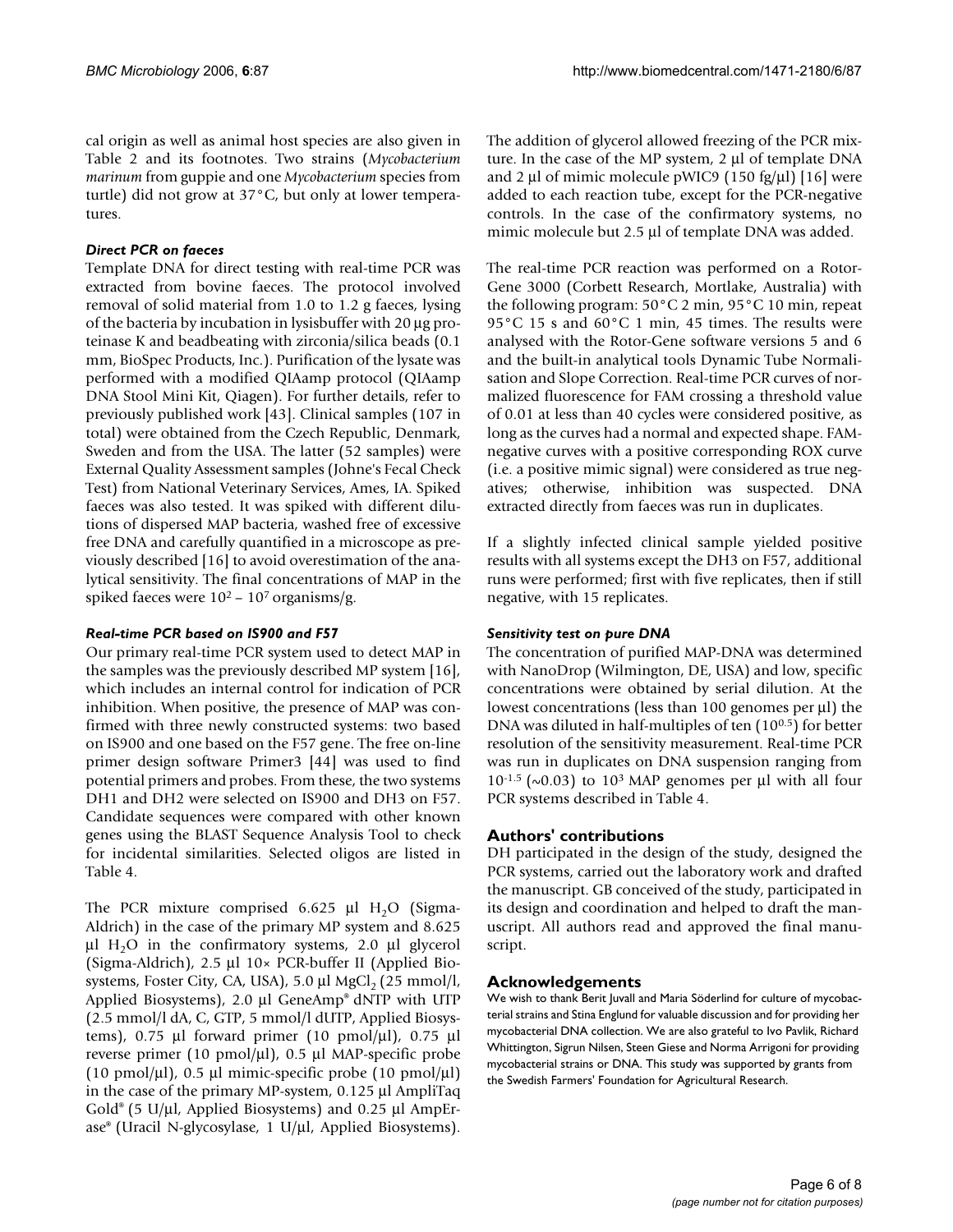cal origin as well as animal host species are also given in Table 2 and its footnotes. Two strains (*Mycobacterium marinum* from guppie and one *Mycobacterium* species from turtle) did not grow at 37°C, but only at lower temperatures.

### *Direct PCR on faeces*

Template DNA for direct testing with real-time PCR was extracted from bovine faeces. The protocol involved removal of solid material from 1.0 to 1.2 g faeces, lysing of the bacteria by incubation in lysisbuffer with 20 µg proteinase K and beadbeating with zirconia/silica beads (0.1 mm, BioSpec Products, Inc.). Purification of the lysate was performed with a modified QIAamp protocol (QIAamp DNA Stool Mini Kit, Qiagen). For further details, refer to previously published work [43]. Clinical samples (107 in total) were obtained from the Czech Republic, Denmark, Sweden and from the USA. The latter (52 samples) were External Quality Assessment samples (Johne's Fecal Check Test) from National Veterinary Services, Ames, IA. Spiked faeces was also tested. It was spiked with different dilutions of dispersed MAP bacteria, washed free of excessive free DNA and carefully quantified in a microscope as previously described [16] to avoid overestimation of the analytical sensitivity. The final concentrations of MAP in the spiked faeces were $10^2$ – $10^7$ organisms/g.

### *Real-time PCR based on IS900 and F57*

Our primary real-time PCR system used to detect MAP in the samples was the previously described MP system [16], which includes an internal control for indication of PCR inhibition. When positive, the presence of MAP was confirmed with three newly constructed systems: two based on IS900 and one based on the F57 gene. The free on-line primer design software Primer3 [44] was used to find potential primers and probes. From these, the two systems DH1 and DH2 were selected on IS900 and DH3 on F57. Candidate sequences were compared with other known genes using the BLAST Sequence Analysis Tool to check for incidental similarities. Selected oligos are listed in Table 4.

The PCR mixture comprised 6.625 µl $H_2O$ (Sigma-Aldrich) in the case of the primary MP system and 8.625 µl $H_2O$ in the confirmatory systems, 2.0 µl glycerol (Sigma-Aldrich), 2.5 µl 10× PCR-buffer II (Applied Biosystems, Foster City, CA, USA), 5.0 µl $MgCl_2$ (25 mmol/l, Applied Biosystems), 2.0 µl GeneAmp® dNTP with UTP (2.5 mmol/l dA, C, GTP, 5 mmol/l dUTP, Applied Biosystems), 0.75 µl forward primer (10 pmol/µl), 0.75 µl reverse primer (10 pmol/µl), 0.5 µl MAP-specific probe (10 pmol/µl), 0.5 µl mimic-specific probe (10 pmol/µl) in the case of the primary MP-system, 0.125 µl AmpliTaq Gold® (5 U/µl, Applied Biosystems) and 0.25 µl AmpErase® (Uracil N-glycosylase, 1 U/µl, Applied Biosystems). The addition of glycerol allowed freezing of the PCR mixture. In the case of the MP system, 2 µl of template DNA and 2 µl of mimic molecule pWIC9 (150 fg/µl) [16] were added to each reaction tube, except for the PCR-negative controls. In the case of the confirmatory systems, no mimic molecule but 2.5 µl of template DNA was added.

The real-time PCR reaction was performed on a Rotor-Gene 3000 (Corbett Research, Mortlake, Australia) with the following program: 50°C 2 min, 95°C 10 min, repeat 95°C 15 s and 60°C 1 min, 45 times. The results were analysed with the Rotor-Gene software versions 5 and 6 and the built-in analytical tools Dynamic Tube Normalisation and Slope Correction. Real-time PCR curves of normalized fluorescence for FAM crossing a threshold value of 0.01 at less than 40 cycles were considered positive, as long as the curves had a normal and expected shape. FAM-negative curves with a positive corresponding ROX curve (i.e. a positive mimic signal) were considered as true negatives; otherwise, inhibition was suspected. DNA extracted directly from faeces was run in duplicates.

If a slightly infected clinical sample yielded positive results with all systems except the DH3 on F57, additional runs were performed; first with five replicates, then if still negative, with 15 replicates.

### *Sensitivity test on pure DNA*

The concentration of purified MAP-DNA was determined with NanoDrop (Wilmington, DE, USA) and low, specific concentrations were obtained by serial dilution. At the lowest concentrations (less than 100 genomes per µl) the DNA was diluted in half-multiples of ten ($10^{0.5}$) for better resolution of the sensitivity measurement. Real-time PCR was run in duplicates on DNA suspension ranging from $10^{-1.5}$ (~0.03) to $10^3$ MAP genomes per µl with all four PCR systems described in Table 4.

## Authors' contributions

DH participated in the design of the study, designed the PCR systems, carried out the laboratory work and drafted the manuscript. GB conceived of the study, participated in its design and coordination and helped to draft the manuscript. All authors read and approved the final manuscript.

## Acknowledgements

We wish to thank Berit Juvall and Maria Söderlind for culture of mycobacterial strains and Stina Englund for valuable discussion and for providing her mycobacterial DNA collection. We are also grateful to Ivo Pavlik, Richard Whittington, Sigrun Nilsen, Steen Giese and Norma Arrigoni for providing mycobacterial strains or DNA. This study was supported by grants from the Swedish Farmers' Foundation for Agricultural Research.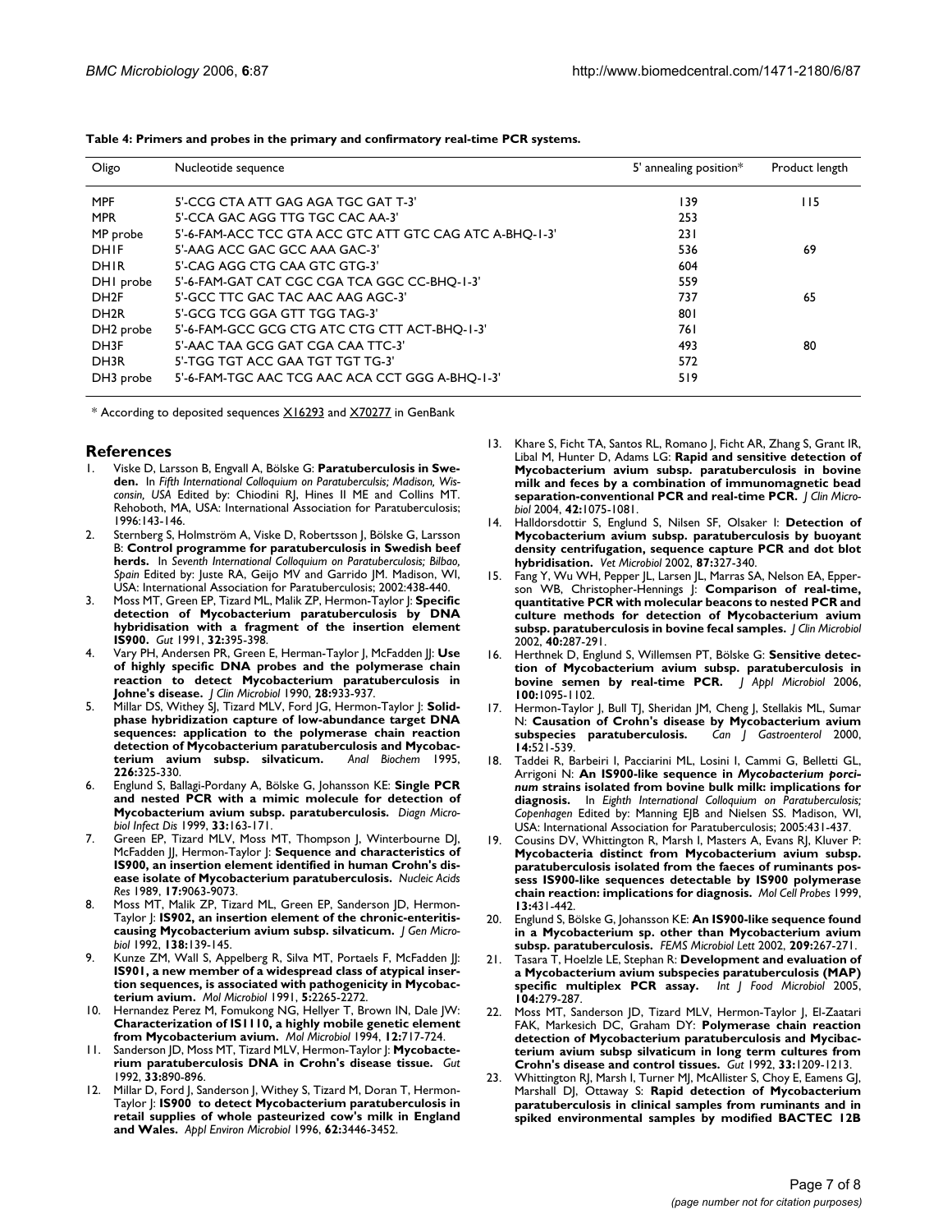**Table 4: Primers and probes in the primary and confirmatory real-time PCR systems.**

| Oligo | Nucleotide sequence | 5' annealing position* | Product length |
|---|---|---|---|
| MPF | 5'-CCG CTA ATT GAG AGA TGC GAT T-3' | 139 | 115 |
| MPR | 5'-CCA GAC AGG TTG TGC CAC AA-3' | 253 | |
| MP probe | 5'-6-FAM-ACC TCC GTA ACC GTC ATT GTC CAG ATC A-BHQ-1-3' | 231 | |
| DH1F | 5'-AAG ACC GAC GCC AAA GAC-3' | 536 | 69 |
| DH1R | 5'-CAG AGG CTG CAA GTC GTG-3' | 604 | |
| DH1 probe | 5'-6-FAM-GAT CAT CGC CGA TCA GGC CC-BHQ-1-3' | 559 | |
| DH2F | 5'-GCC TTC GAC TAC AAC AAG AGC-3' | 737 | 65 |
| DH2R | 5'-GCG TCG GGA GTT TGG TAG-3' | 801 | |
| DH2 probe | 5'-6-FAM-GCC GCG CTG ATC CTG CTT ACT-BHQ-1-3' | 761 | |
| DH3F | 5'-AAC TAA GCG GAT CGA CAA TTC-3' | 493 | 80 |
| DH3R | 5'-TGG TGT ACC GAA TGT TGT TG-3' | 572 | |
| DH3 probe | 5'-6-FAM-TGC AAC TCG AAC ACA CCT GGG A-BHQ-1-3' | 519 | |

\* According to deposited sequences X16293 and X70277 in GenBank

## References

1. Viske D, Larsson B, Engvall A, Bölske G: **Paratuberculosis in Sweden.** In *Fifth International Colloquium on Paratuberculsis; Madison, Wisconsin, USA* Edited by: Chiodini RJ, Hines II ME and Collins MT. Rehoboth, MA, USA: International Association for Paratuberculosis; 1996:143-146.
2. Sternberg S, Holmström A, Viske D, Robertsson J, Bölske G, Larsson B: **Control programme for paratuberculosis in Swedish beef herds.** In *Seventh International Colloquium on Paratuberculosis; Bilbao, Spain* Edited by: Juste RA, Geijo MV and Garrido JM. Madison, WI, USA: International Association for Paratuberculosis; 2002:438-440.
3. Moss MT, Green EP, Tizard ML, Malik ZP, Hermon-Taylor J: **Specific detection of Mycobacterium paratuberculosis by DNA hybridisation with a fragment of the insertion element IS900.** *Gut* 1991, **32:**395-398.
4. Vary PH, Andersen PR, Green E, Herman-Taylor J, McFadden JJ: **Use of highly specific DNA probes and the polymerase chain reaction to detect Mycobacterium paratuberculosis in Johne's disease.** *J Clin Microbiol* 1990, **28:**933-937.
5. Millar DS, Withey SJ, Tizard MLV, Ford JG, Hermon-Taylor J: **Solid-phase hybridization capture of low-abundance target DNA sequences: application to the polymerase chain reaction detection of Mycobacterium paratuberculosis and Mycobacterium avium subsp. silvaticum.** *Anal Biochem* 1995, **226:**325-330.
6. Englund S, Ballagi-Pordany A, Bölske G, Johansson KE: **Single PCR and nested PCR with a mimic molecule for detection of Mycobacterium avium subsp. paratuberculosis.** *Diagn Microbiol Infect Dis* 1999, **33:**163-171.
7. Green EP, Tizard MLV, Moss MT, Thompson J, Winterbourne DJ, McFadden JJ, Hermon-Taylor J: **Sequence and characteristics of IS900, an insertion element identified in human Crohn's disease isolate of Mycobacterium paratuberculosis.** *Nucleic Acids Res* 1989, **17:**9063-9073.
8. Moss MT, Malik ZP, Tizard ML, Green EP, Sanderson JD, Hermon-Taylor J: **IS902, an insertion element of the chronic-enteritis-causing Mycobacterium avium subsp. silvaticum.** *J Gen Microbiol* 1992, **138:**139-145.
9. Kunze ZM, Wall S, Appelberg R, Silva MT, Portaels F, McFadden JJ: **IS901, a new member of a widespread class of atypical insertion sequences, is associated with pathogenicity in Mycobacterium avium.** *Mol Microbiol* 1991, **5:**2265-2272.
10. Hernandez Perez M, Fomukong NG, Hellyer T, Brown IN, Dale JW: **Characterization of IS1110, a highly mobile genetic element from Mycobacterium avium.** *Mol Microbiol* 1994, **12:**717-724.
11. Sanderson JD, Moss MT, Tizard MLV, Hermon-Taylor J: **Mycobacterium paratuberculosis DNA in Crohn's disease tissue.** *Gut* 1992, **33:**890-896.
12. Millar D, Ford J, Sanderson J, Withey S, Tizard M, Doran T, Hermon-Taylor J: **IS900 to detect Mycobacterium paratuberculosis in retail supplies of whole pasteurized cow's milk in England and Wales.** *Appl Environ Microbiol* 1996, **62:**3446-3452.
13. Khare S, Ficht TA, Santos RL, Romano J, Ficht AR, Zhang S, Grant IR, Libal M, Hunter D, Adams LG: **Rapid and sensitive detection of Mycobacterium avium subsp. paratuberculosis in bovine milk and feces by a combination of immunomagnetic bead separation-conventional PCR and real-time PCR.** *J Clin Microbiol* 2004, **42:**1075-1081.
14. Halldorsdottir S, Englund S, Nilsen SF, Olsaker I: **Detection of Mycobacterium avium subsp. paratuberculosis by buoyant density centrifugation, sequence capture PCR and dot blot hybridisation.** *Vet Microbiol* 2002, **87:**327-340.
15. Fang Y, Wu WH, Pepper JL, Larsen JL, Marras SA, Nelson EA, Epperson WB, Christopher-Hennings J: **Comparison of real-time, quantitative PCR with molecular beacons to nested PCR and culture methods for detection of Mycobacterium avium subsp. paratuberculosis in bovine fecal samples.** *J Clin Microbiol* 2002, **40:**287-291.
16. Herthnek D, Englund S, Willemsen PT, Bölske G: **Sensitive detection of Mycobacterium avium subsp. paratuberculosis in bovine semen by real-time PCR.** *J Appl Microbiol* 2006, **100:**1095-1102.
17. Hermon-Taylor J, Bull TJ, Sheridan JM, Cheng J, Stellakis ML, Sumar N: **Causation of Crohn's disease by Mycobacterium avium subspecies paratuberculosis.** *Can J Gastroenterol* 2000, **14:**521-539.
18. Taddei R, Barbeiri I, Pacciarini ML, Losini I, Cammi G, Belletti GL, Arrigoni N: **An IS900-like sequence in *Mycobacterium porcinum* strains isolated from bovine bulk milk: implications for diagnosis.** In *Eighth International Colloquium on Paratuberculosis; Copenhagen* Edited by: Manning EJB and Nielsen SS. Madison, WI, USA: International Association for Paratuberculosis; 2005:431-437.
19. Cousins DV, Whittington R, Marsh I, Masters A, Evans RJ, Kluver P: **Mycobacteria distinct from Mycobacterium avium subsp. paratuberculosis isolated from the faeces of ruminants possess IS900-like sequences detectable by IS900 polymerase chain reaction: implications for diagnosis.** *Mol Cell Probes* 1999, **13:**431-442.
20. Englund S, Bölske G, Johansson KE: **An IS900-like sequence found in a Mycobacterium sp. other than Mycobacterium avium subsp. paratuberculosis.** *FEMS Microbiol Lett* 2002, **209:**267-271.
21. Tasara T, Hoelzle LE, Stephan R: **Development and evaluation of a Mycobacterium avium subspecies paratuberculosis (MAP) specific multiplex PCR assay.** *Int J Food Microbiol* 2005, **104:**279-287.
22. Moss MT, Sanderson JD, Tizard MLV, Hermon-Taylor J, El-Zaatari FAK, Markesich DC, Graham DY: **Polymerase chain reaction detection of Mycobacterium paratuberculosis and Mycibacterium avium subsp silvaticum in long term cultures from Crohn's disease and control tissues.** *Gut* 1992, **33:**1209-1213.
23. Whittington RJ, Marsh I, Turner MJ, McAllister S, Choy E, Eamens GJ, Marshall DJ, Ottaway S: **Rapid detection of Mycobacterium paratuberculosis in clinical samples from ruminants and in spiked environmental samples by modified BACTEC 12B**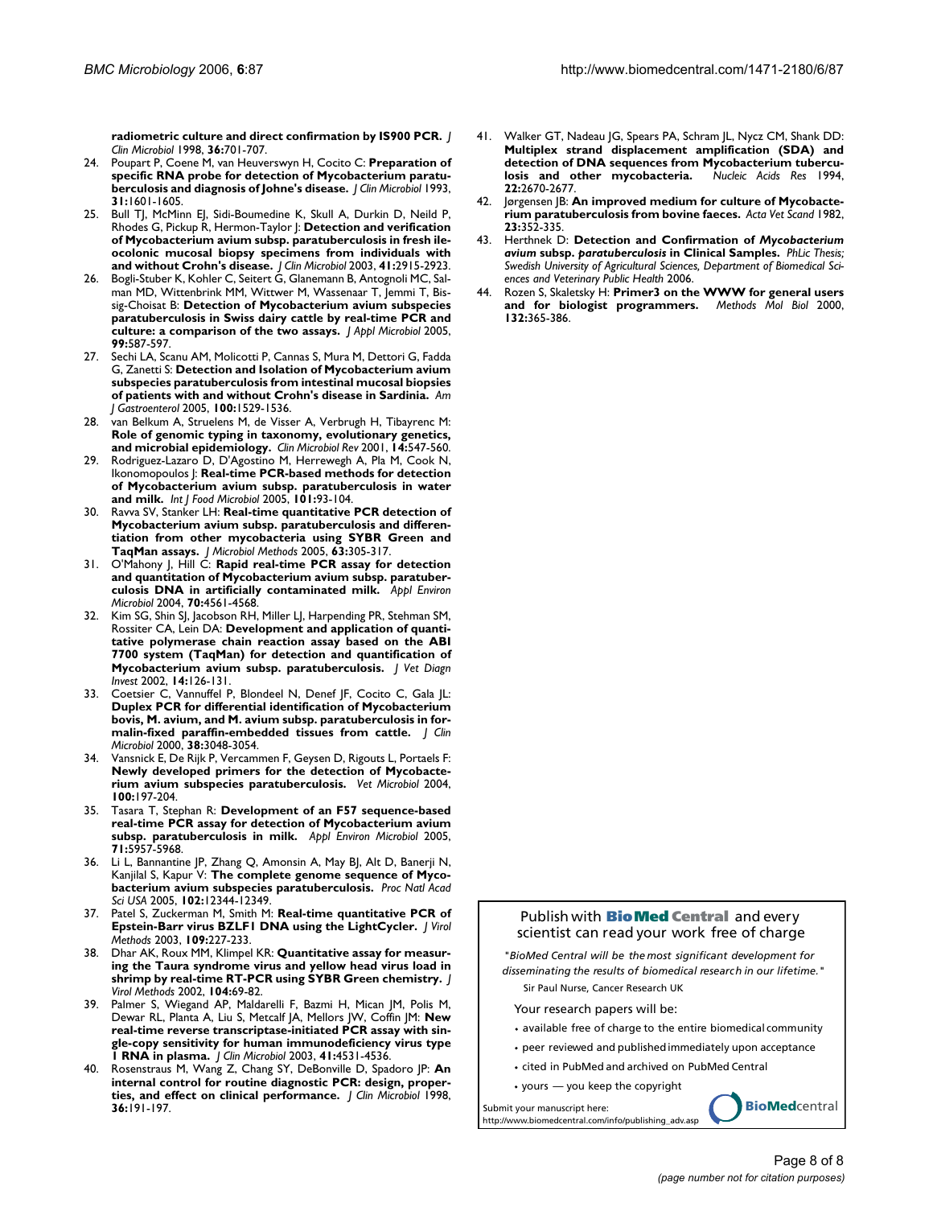radiometric culture and direct confirmation by IS900 PCR. *J Clin Microbiol* 1998, **36**:701-707.

24. Poupart P, Coene M, van Heuverswyn H, Cocito C: **Preparation of specific RNA probe for detection of Mycobacterium paratuberculosis and diagnosis of Johne's disease.** *J Clin Microbiol* 1993, **31**:1601-1605.
25. Bull TJ, McMinn EJ, Sidi-Boumedine K, Skull A, Durkin D, Neild P, Rhodes G, Pickup R, Hermon-Taylor J: **Detection and verification of Mycobacterium avium subsp. paratuberculosis in fresh ileocolonic mucosal biopsy specimens from individuals with and without Crohn's disease.** *J Clin Microbiol* 2003, **41**:2915-2923.
26. Bogli-Stuber K, Kohler C, Seitert G, Glanemann B, Antognoli MC, Salman MD, Wittenbrink MM, Wittwer M, Wassenaar T, Jemmi T, Bissig-Choisat B: **Detection of Mycobacterium avium subspecies paratuberculosis in Swiss dairy cattle by real-time PCR and culture: a comparison of the two assays.** *J Appl Microbiol* 2005, **99**:587-597.
27. Sechi LA, Scanu AM, Molicotti P, Cannas S, Mura M, Dettori G, Fadda G, Zanetti S: **Detection and Isolation of Mycobacterium avium subspecies paratuberculosis from intestinal mucosal biopsies of patients with and without Crohn's disease in Sardinia.** *Am J Gastroenterol* 2005, **100**:1529-1536.
28. van Belkum A, Struelens M, de Visser A, Verbrugh H, Tibayrenc M: **Role of genomic typing in taxonomy, evolutionary genetics, and microbial epidemiology.** *Clin Microbiol Rev* 2001, **14**:547-560.
29. Rodriguez-Lazaro D, D'Agostino M, Herrewegh A, Pla M, Cook N, Ikonomopoulos J: **Real-time PCR-based methods for detection of Mycobacterium avium subsp. paratuberculosis in water and milk.** *Int J Food Microbiol* 2005, **101**:93-104.
30. Ravva SV, Stanker LH: **Real-time quantitative PCR detection of Mycobacterium avium subsp. paratuberculosis and differentiation from other mycobacteria using SYBR Green and TaqMan assays.** *J Microbiol Methods* 2005, **63**:305-317.
31. O'Mahony J, Hill C: **Rapid real-time PCR assay for detection and quantitation of Mycobacterium avium subsp. paratuberculosis DNA in artificially contaminated milk.** *Appl Environ Microbiol* 2004, **70**:4561-4568.
32. Kim SG, Shin SJ, Jacobson RH, Miller LJ, Harpending PR, Stehman SM, Rossiter CA, Lein DA: **Development and application of quantitative polymerase chain reaction assay based on the ABI 7700 system (TaqMan) for detection and quantification of Mycobacterium avium subsp. paratuberculosis.** *J Vet Diagn Invest* 2002, **14**:126-131.
33. Coetsier C, Vannuffel P, Blondeel N, Denef JF, Cocito C, Gala JL: **Duplex PCR for differential identification of Mycobacterium bovis, M. avium, and M. avium subsp. paratuberculosis in formalin-fixed paraffin-embedded tissues from cattle.** *J Clin Microbiol* 2000, **38**:3048-3054.
34. Vansnick E, De Rijk P, Vercammen F, Geysen D, Rigouts L, Portaels F: **Newly developed primers for the detection of Mycobacterium avium subspecies paratuberculosis.** *Vet Microbiol* 2004, **100**:197-204.
35. Tasara T, Stephan R: **Development of an F57 sequence-based real-time PCR assay for detection of Mycobacterium avium subsp. paratuberculosis in milk.** *Appl Environ Microbiol* 2005, **71**:5957-5968.
36. Li L, Bannantine JP, Zhang Q, Amonsin A, May BJ, Alt D, Banerji N, Kanjilal S, Kapur V: **The complete genome sequence of Mycobacterium avium subspecies paratuberculosis.** *Proc Natl Acad Sci USA* 2005, **102**:12344-12349.
37. Patel S, Zuckerman M, Smith M: **Real-time quantitative PCR of Epstein-Barr virus BZLF1 DNA using the LightCycler.** *J Virol Methods* 2003, **109**:227-233.
38. Dhar AK, Roux MM, Klimpel KR: **Quantitative assay for measuring the Taura syndrome virus and yellow head virus load in shrimp by real-time RT-PCR using SYBR Green chemistry.** *J Virol Methods* 2002, **104**:69-82.
39. Palmer S, Wiegand AP, Maldarelli F, Bazmi H, Mican JM, Polis M, Dewar RL, Planta A, Liu S, Metcalf JA, Mellors JW, Coffin JM: **New real-time reverse transcriptase-initiated PCR assay with single-copy sensitivity for human immunodeficiency virus type 1 RNA in plasma.** *J Clin Microbiol* 2003, **41**:4531-4536.
40. Rosenstraus M, Wang Z, Chang SY, DeBonville D, Spadoro JP: **An internal control for routine diagnostic PCR: design, properties, and effect on clinical performance.** *J Clin Microbiol* 1998, **36**:191-197.
41. Walker GT, Nadeau JG, Spears PA, Schram JL, Nycz CM, Shank DD: **Multiplex strand displacement amplification (SDA) and detection of DNA sequences from Mycobacterium tuberculosis and other mycobacteria.** *Nucleic Acids Res* 1994, **22**:2670-2677.
42. Jørgensen JB: **An improved medium for culture of Mycobacterium paratuberculosis from bovine faeces.** *Acta Vet Scand* 1982, **23**:352-335.
43. Herthnek D: **Detection and Confirmation of *Mycobacterium avium* subsp. *paratuberculosis* in Clinical Samples.** *PhLic Thesis; Swedish University of Agricultural Sciences, Department of Biomedical Sciences and Veterinary Public Health* 2006.
44. Rozen S, Skaletsky H: **Primer3 on the WWW for general users and for biologist programmers.** *Methods Mol Biol* 2000, **132**:365-386.

Publish with **BioMed Central** and every scientist can read your work free of charge

*"BioMed Central will be the most significant development for disseminating the results of biomedical research in our lifetime."*
Sir Paul Nurse, Cancer Research UK

Your research papers will be:

- available free of charge to the entire biomedical community
- peer reviewed and published immediately upon acceptance
- cited in PubMed and archived on PubMed Central
- yours — you keep the copyright

Submit your manuscript here:
http://www.biomedcentral.com/info/publishing_adv.asp

BioMedcentral